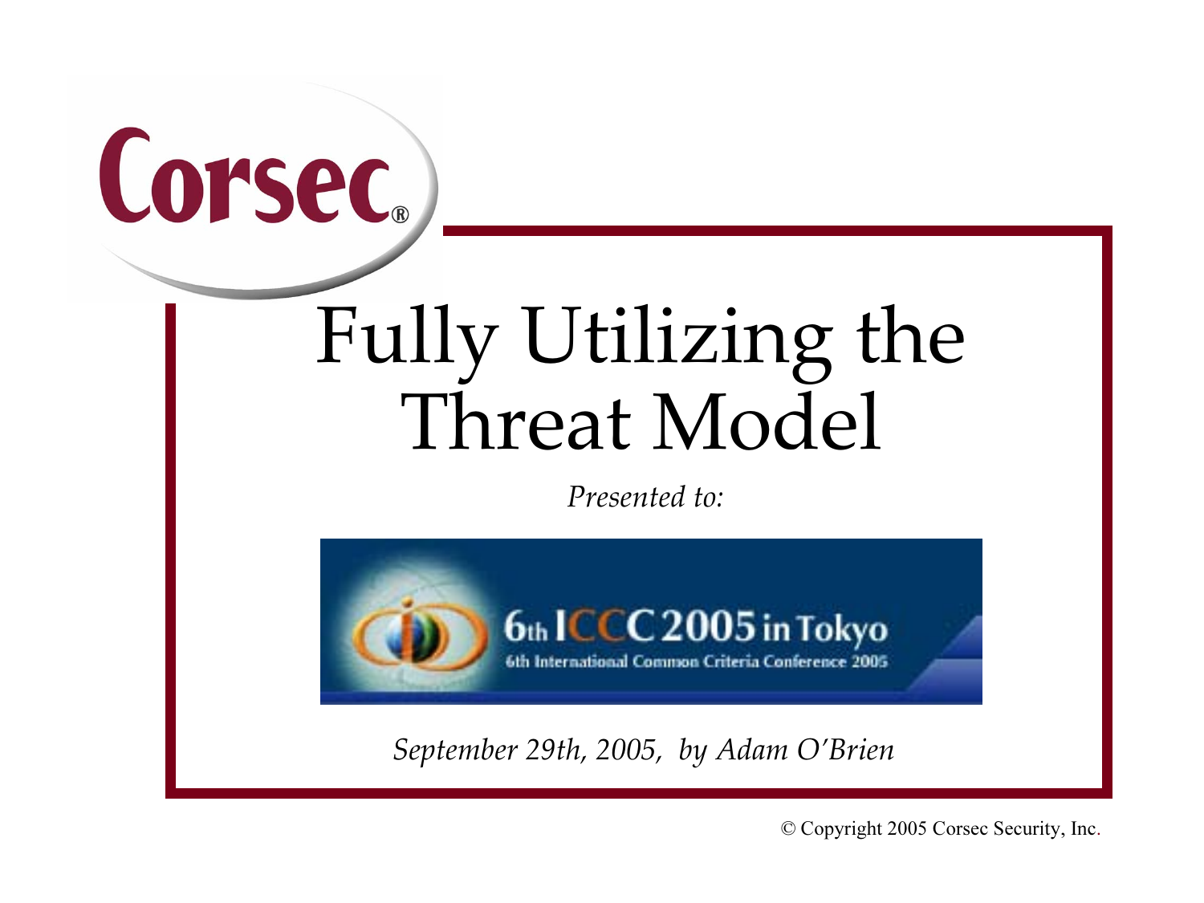Corsec®

# Fully Utilizing the Threat Model

*Presented to:*

6th ICCC 2005 in Tokyo

6th International Common Criteria Conference 2005

*September 29th, 2005, by Adam O'Brien*

© Copyright 2005 Corsec Security, Inc.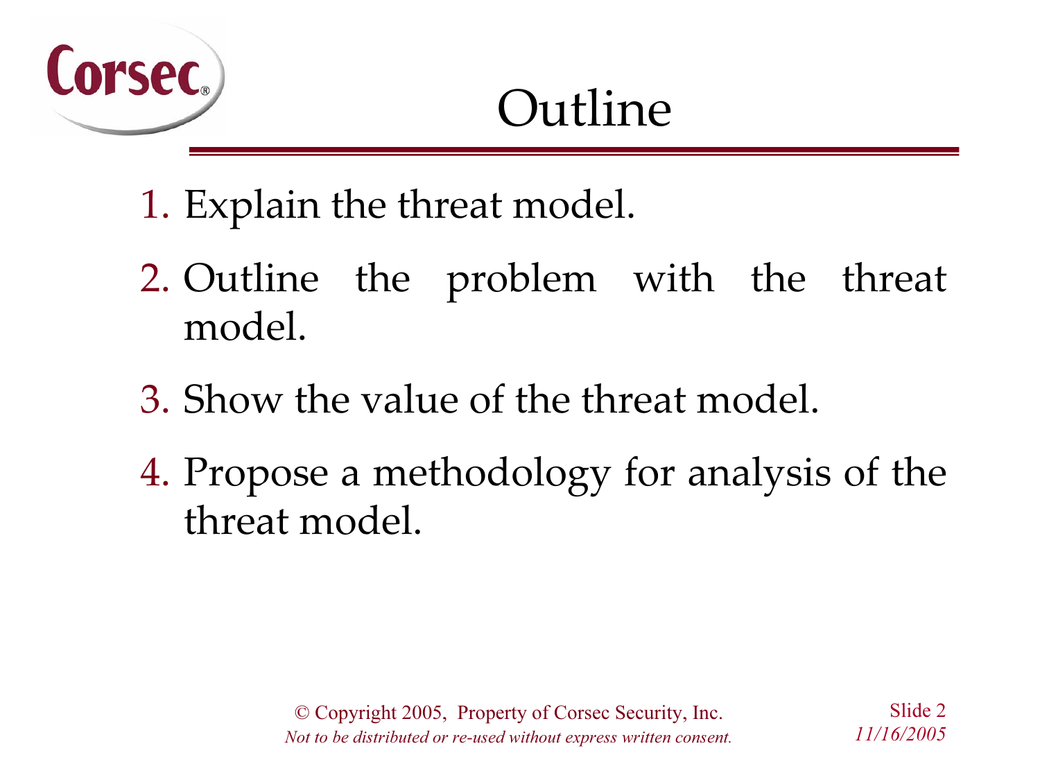# Outline

1. Explain the threat model.
2. Outline the problem with the threat model.
3. Show the value of the threat model.
4. Propose a methodology for analysis of the threat model.

© Copyright 2005, Property of Corsec Security, Inc.
*Not to be distributed or re-used without express written consent.*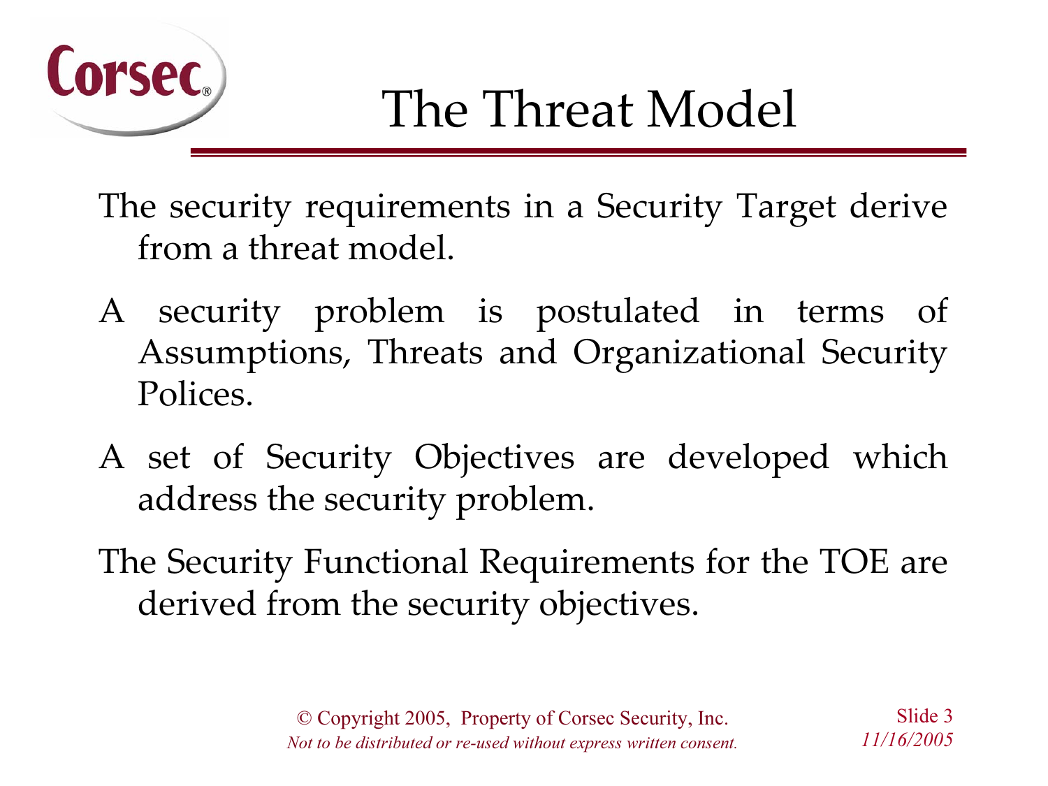# The Threat Model

The security requirements in a Security Target derive from a threat model.

A security problem is postulated in terms of Assumptions, Threats and Organizational Security Polices.

A set of Security Objectives are developed which address the security problem.

The Security Functional Requirements for the TOE are derived from the security objectives.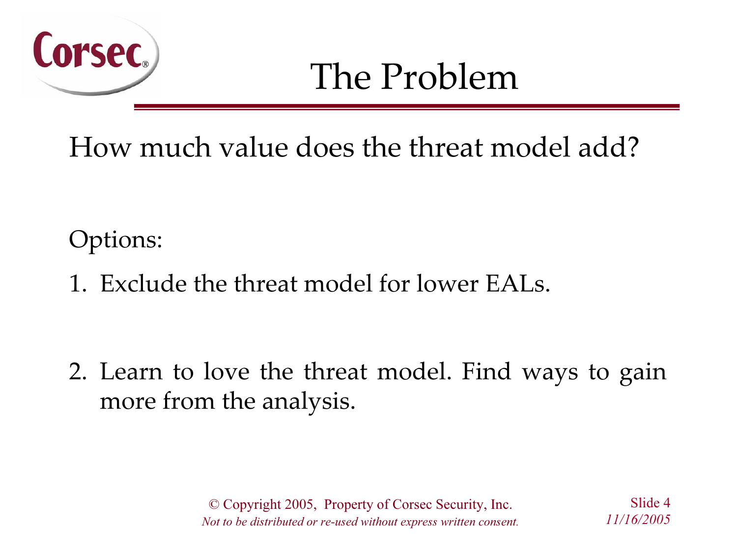# The Problem

How much value does the threat model add?

Options:

1. Exclude the threat model for lower EALs.

2. Learn to love the threat model. Find ways to gain more from the analysis.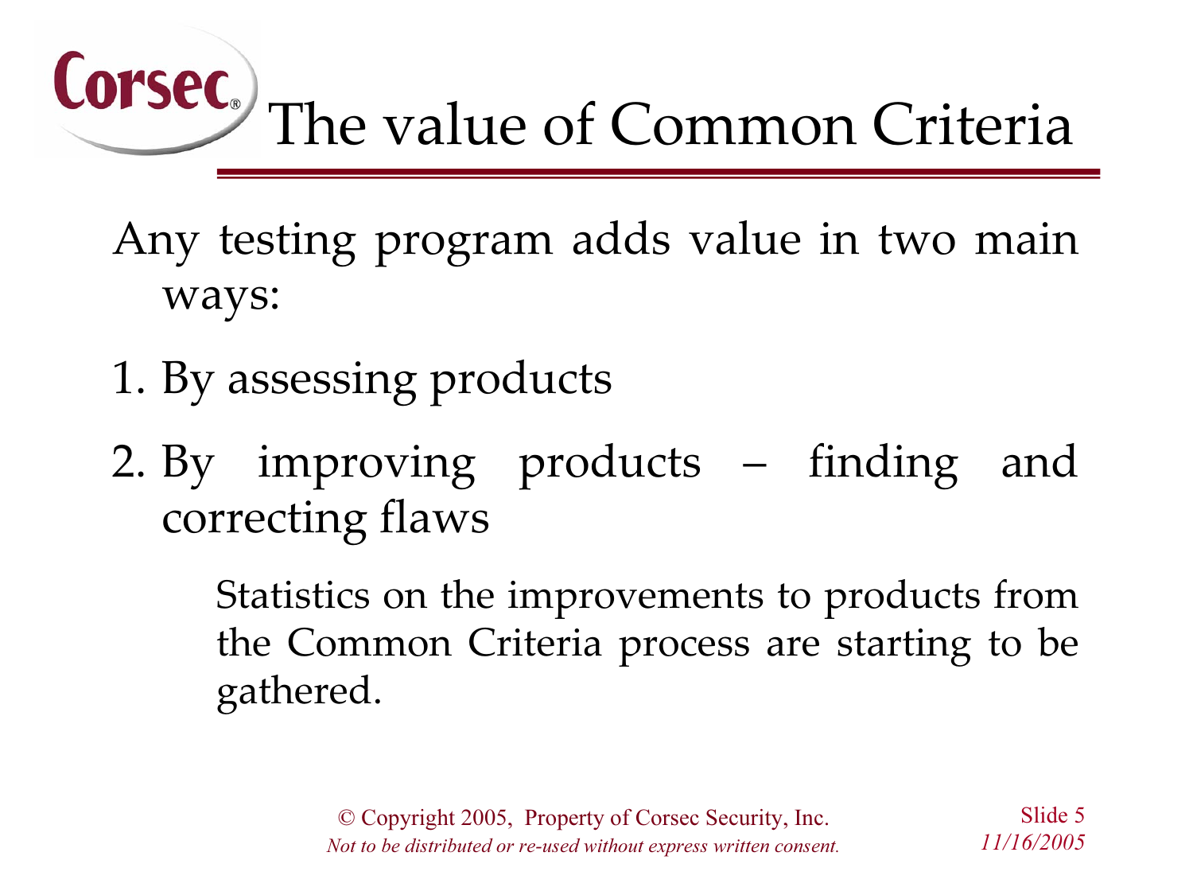# The value of Common Criteria

Any testing program adds value in two main ways:

1. By assessing products
2. By improving products – finding and correcting flaws

   Statistics on the improvements to products from the Common Criteria process are starting to be gathered.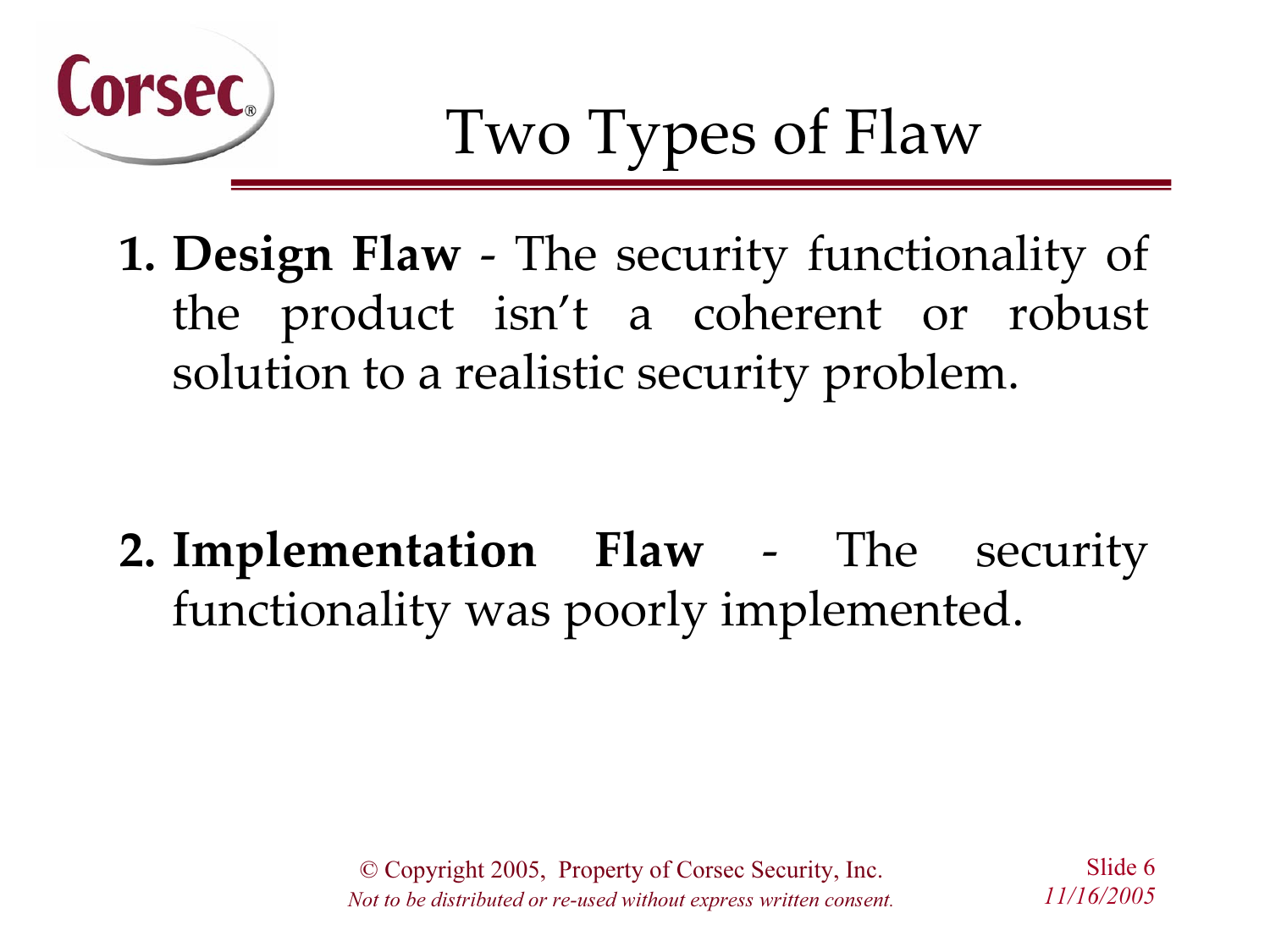# Two Types of Flaw

1. **Design Flaw** - The security functionality of the product isn't a coherent or robust solution to a realistic security problem.

2. **Implementation Flaw** - The security functionality was poorly implemented.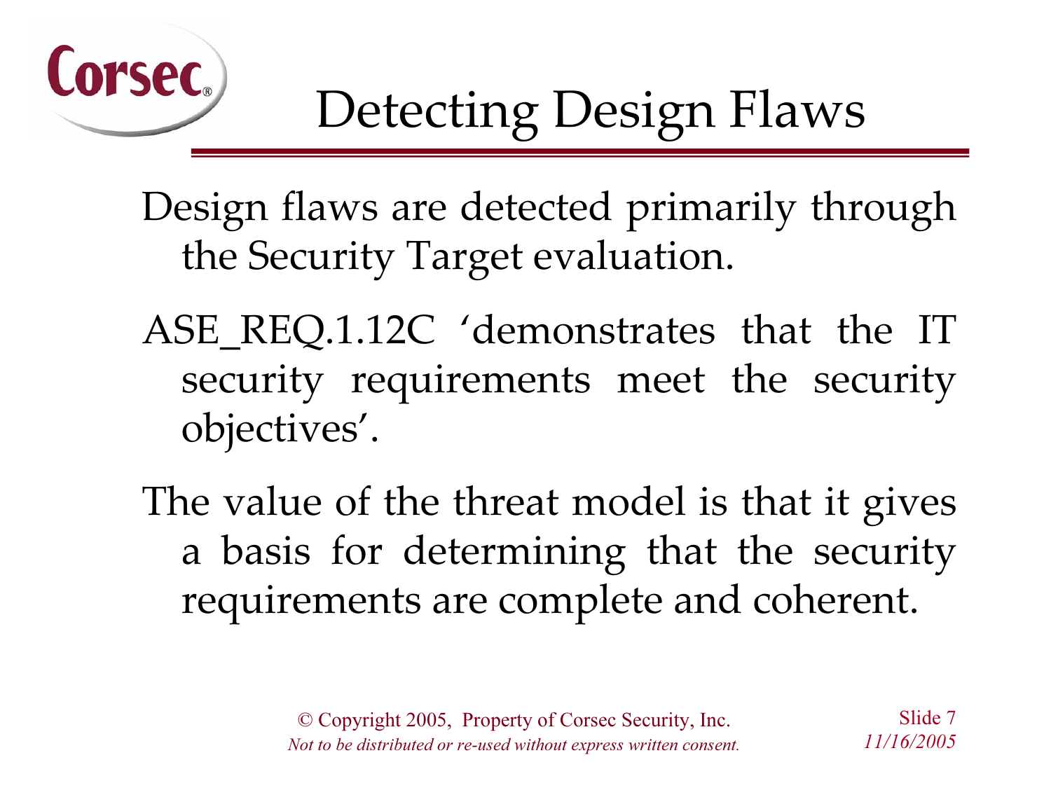# Detecting Design Flaws

Design flaws are detected primarily through the Security Target evaluation.

ASE_REQ.1.12C ‘demonstrates that the IT security requirements meet the security objectives’.

The value of the threat model is that it gives a basis for determining that the security requirements are complete and coherent.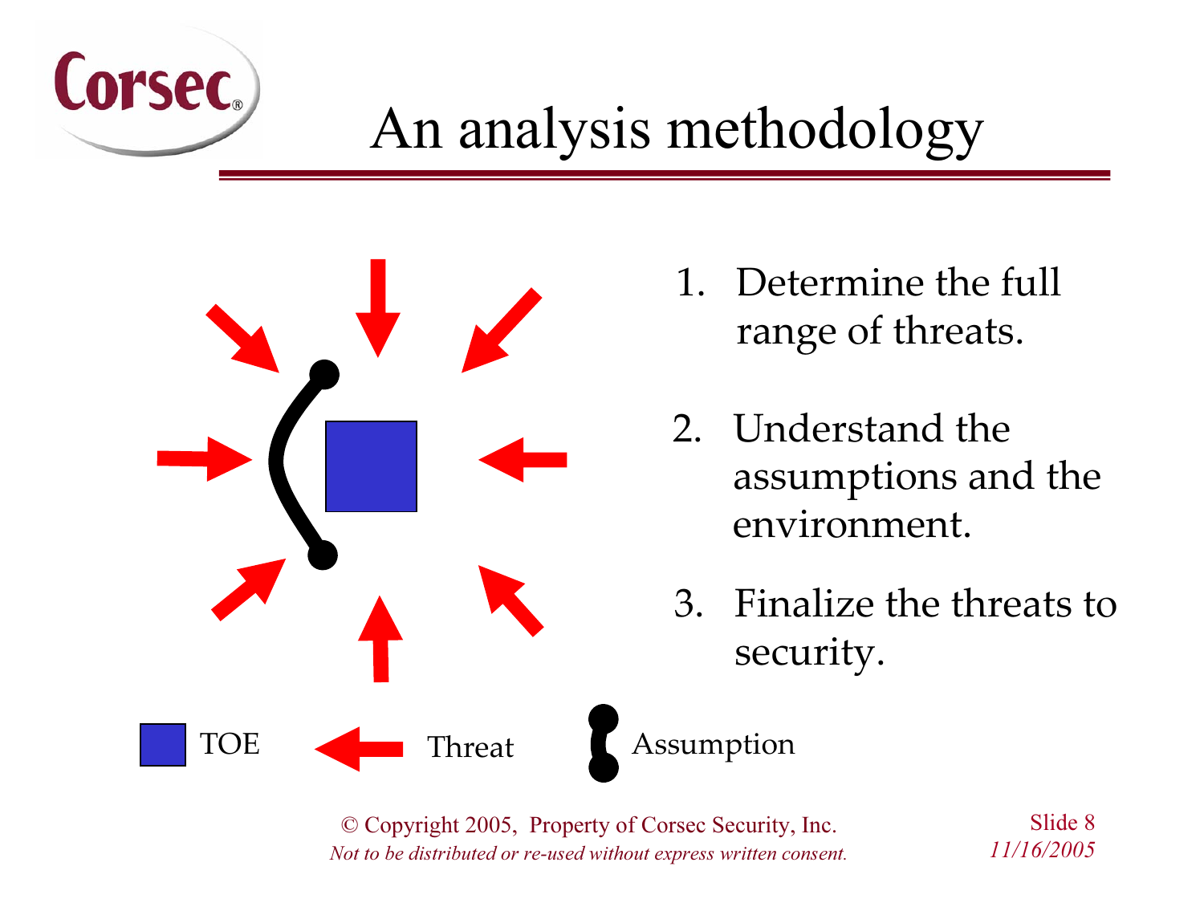# An analysis methodology

1. Determine the full range of threats.
2. Understand the assumptions and the environment.
3. Finalize the threats to security.

TOE    Threat    Assumption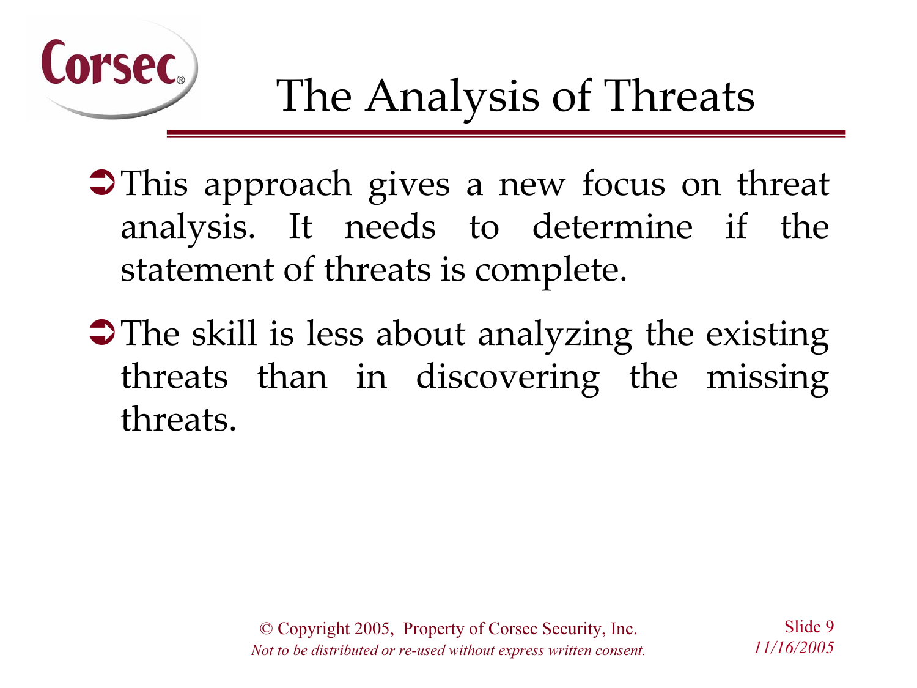# The Analysis of Threats

- This approach gives a new focus on threat analysis. It needs to determine if the statement of threats is complete.
- The skill is less about analyzing the existing threats than in discovering the missing threats.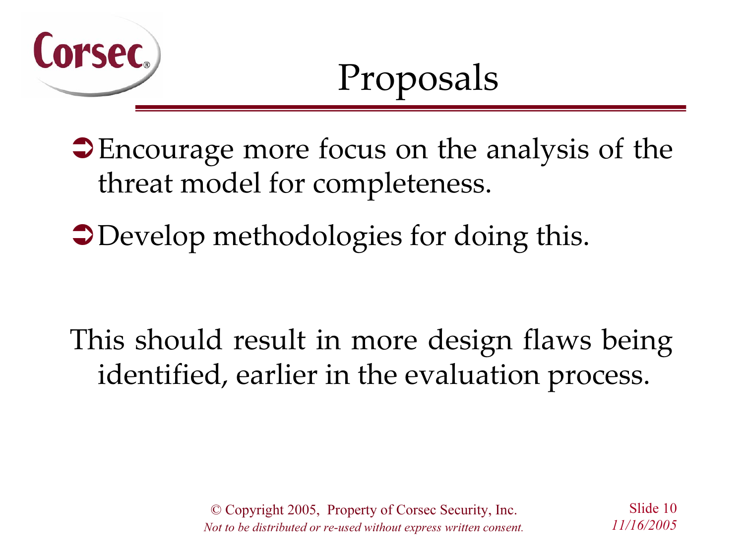# Proposals

- Encourage more focus on the analysis of the threat model for completeness.
- Develop methodologies for doing this.

This should result in more design flaws being identified, earlier in the evaluation process.